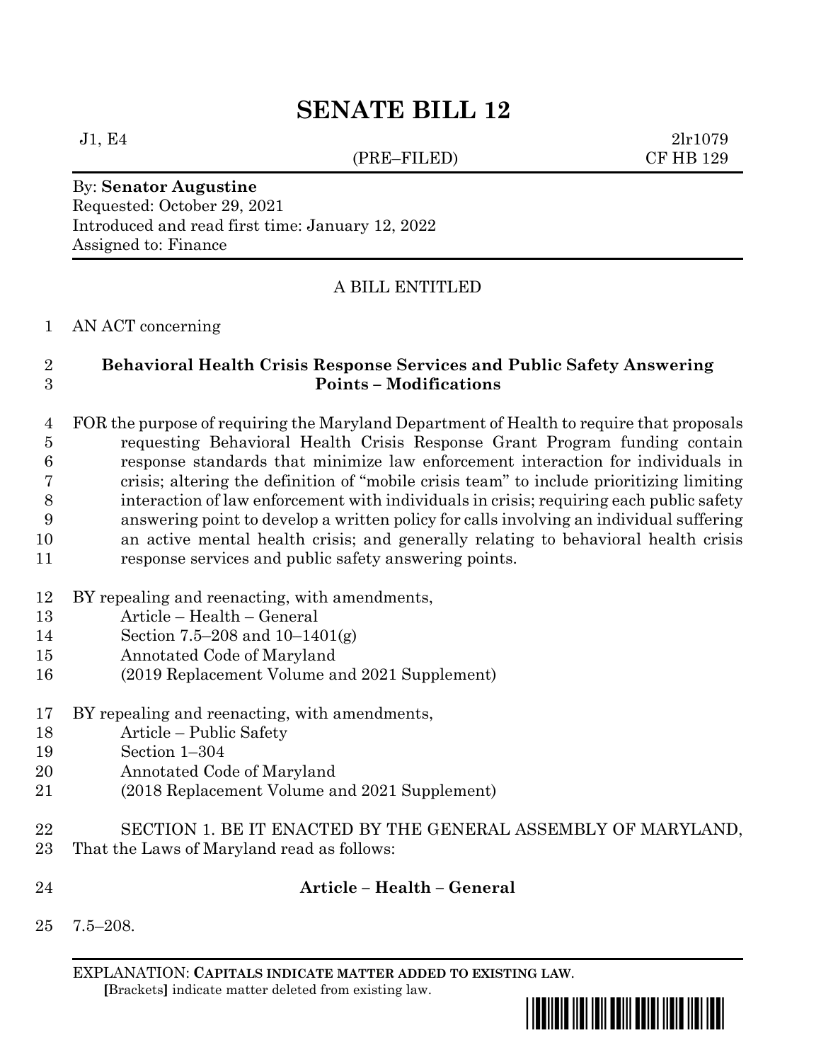# SENATE BILL 12

J1, E4 (PRE–FILED) 2lr1079
CF HB 129

By: **Senator Augustine**
Requested: October 29, 2021
Introduced and read first time: January 12, 2022
Assigned to: Finance

A BILL ENTITLED

AN ACT concerning

**Behavioral Health Crisis Response Services and Public Safety Answering Points – Modifications**

FOR the purpose of requiring the Maryland Department of Health to require that proposals requesting Behavioral Health Crisis Response Grant Program funding contain response standards that minimize law enforcement interaction for individuals in crisis; altering the definition of "mobile crisis team" to include prioritizing limiting interaction of law enforcement with individuals in crisis; requiring each public safety answering point to develop a written policy for calls involving an individual suffering an active mental health crisis; and generally relating to behavioral health crisis response services and public safety answering points.

BY repealing and reenacting, with amendments,
Article – Health – General
Section 7.5–208 and 10–1401(g)
Annotated Code of Maryland
(2019 Replacement Volume and 2021 Supplement)

BY repealing and reenacting, with amendments,
Article – Public Safety
Section 1–304
Annotated Code of Maryland
(2018 Replacement Volume and 2021 Supplement)

SECTION 1. BE IT ENACTED BY THE GENERAL ASSEMBLY OF MARYLAND, That the Laws of Maryland read as follows:

**Article – Health – General**

7.5–208.

EXPLANATION: **CAPITALS INDICATE MATTER ADDED TO EXISTING LAW**.
[Brackets] indicate matter deleted from existing law.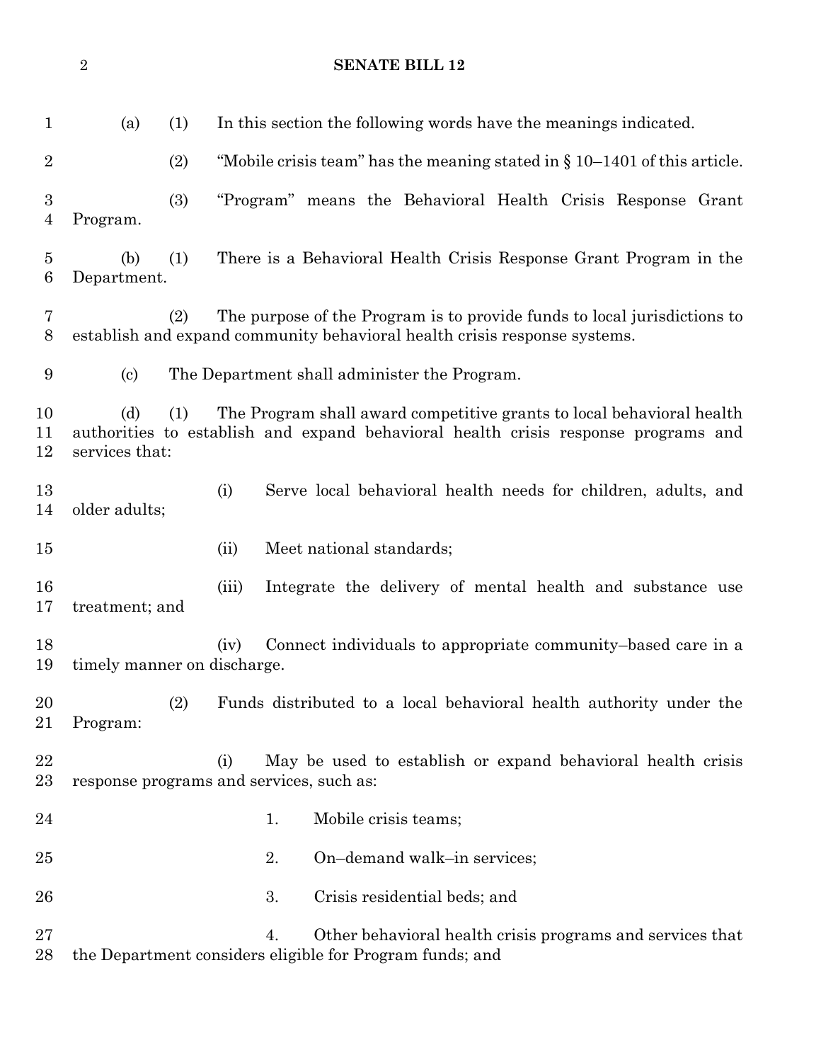(a) (1) In this section the following words have the meanings indicated.

(2) "Mobile crisis team" has the meaning stated in § 10–1401 of this article.

(3) "Program" means the Behavioral Health Crisis Response Grant Program.

(b) (1) There is a Behavioral Health Crisis Response Grant Program in the Department.

(2) The purpose of the Program is to provide funds to local jurisdictions to establish and expand community behavioral health crisis response systems.

(c) The Department shall administer the Program.

(d) (1) The Program shall award competitive grants to local behavioral health authorities to establish and expand behavioral health crisis response programs and services that:

(i) Serve local behavioral health needs for children, adults, and older adults;

(ii) Meet national standards;

(iii) Integrate the delivery of mental health and substance use treatment; and

(iv) Connect individuals to appropriate community–based care in a timely manner on discharge.

(2) Funds distributed to a local behavioral health authority under the Program:

(i) May be used to establish or expand behavioral health crisis response programs and services, such as:

1. Mobile crisis teams;

2. On–demand walk–in services;

3. Crisis residential beds; and

4. Other behavioral health crisis programs and services that the Department considers eligible for Program funds; and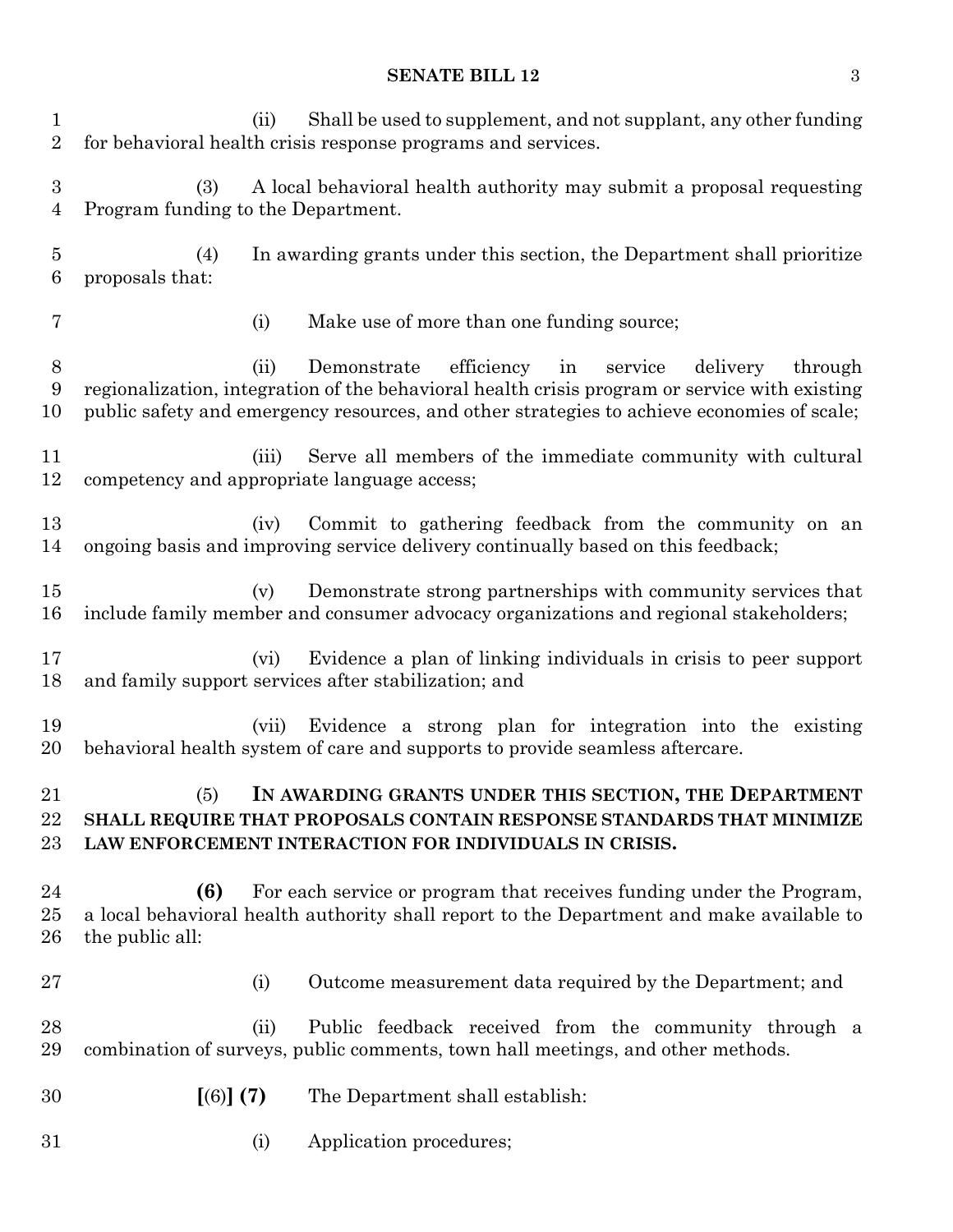(ii) Shall be used to supplement, and not supplant, any other funding for behavioral health crisis response programs and services.

(3) A local behavioral health authority may submit a proposal requesting Program funding to the Department.

(4) In awarding grants under this section, the Department shall prioritize proposals that:

(i) Make use of more than one funding source;

(ii) Demonstrate efficiency in service delivery through regionalization, integration of the behavioral health crisis program or service with existing public safety and emergency resources, and other strategies to achieve economies of scale;

(iii) Serve all members of the immediate community with cultural competency and appropriate language access;

(iv) Commit to gathering feedback from the community on an ongoing basis and improving service delivery continually based on this feedback;

(v) Demonstrate strong partnerships with community services that include family member and consumer advocacy organizations and regional stakeholders;

(vi) Evidence a plan of linking individuals in crisis to peer support and family support services after stabilization; and

(vii) Evidence a strong plan for integration into the existing behavioral health system of care and supports to provide seamless aftercare.

(5) **IN AWARDING GRANTS UNDER THIS SECTION, THE DEPARTMENT SHALL REQUIRE THAT PROPOSALS CONTAIN RESPONSE STANDARDS THAT MINIMIZE LAW ENFORCEMENT INTERACTION FOR INDIVIDUALS IN CRISIS.**

**(6)** For each service or program that receives funding under the Program, a local behavioral health authority shall report to the Department and make available to the public all:

(i) Outcome measurement data required by the Department; and

(ii) Public feedback received from the community through a combination of surveys, public comments, town hall meetings, and other methods.

**[**(6)**] (7)** The Department shall establish:

(i) Application procedures;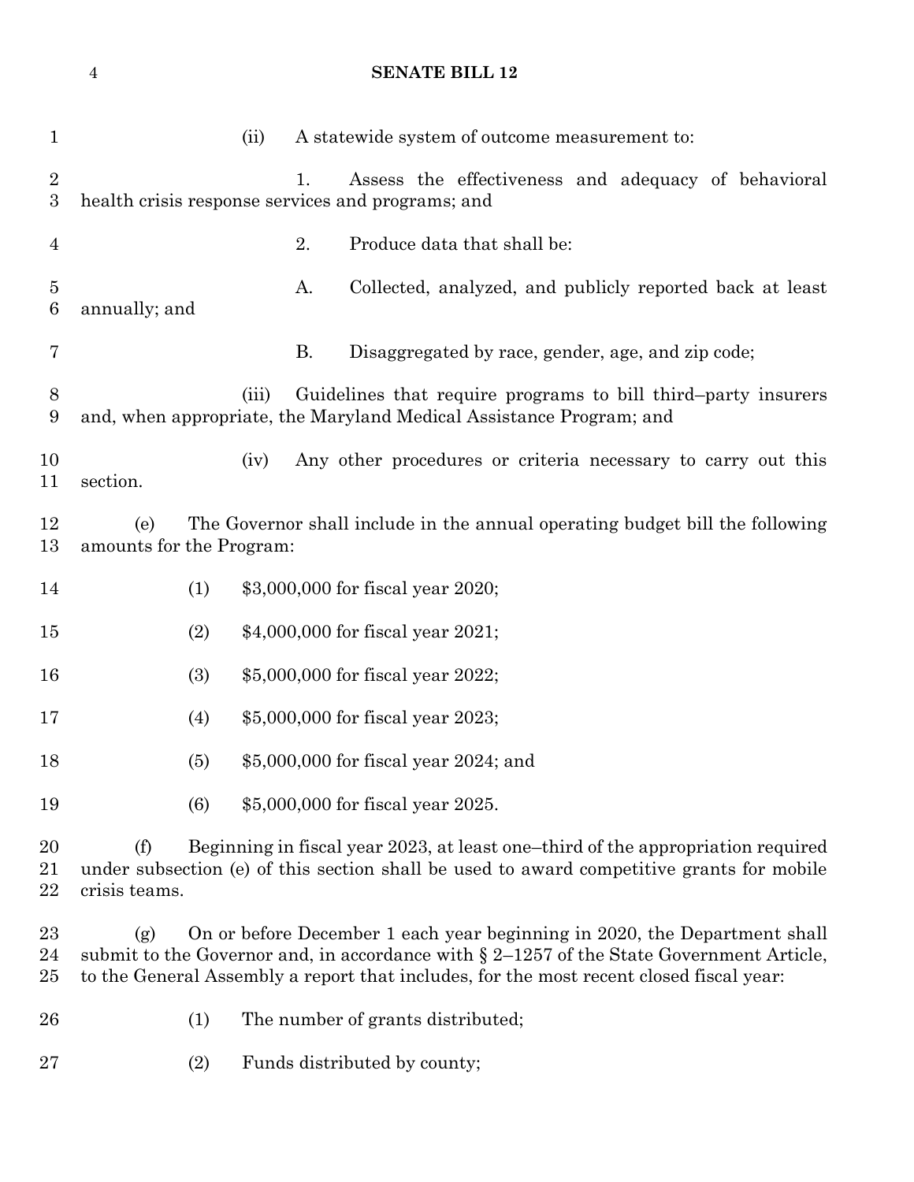(ii) A statewide system of outcome measurement to:

1. Assess the effectiveness and adequacy of behavioral health crisis response services and programs; and

2. Produce data that shall be:

A. Collected, analyzed, and publicly reported back at least annually; and

B. Disaggregated by race, gender, age, and zip code;

(iii) Guidelines that require programs to bill third–party insurers and, when appropriate, the Maryland Medical Assistance Program; and

(iv) Any other procedures or criteria necessary to carry out this section.

(e) The Governor shall include in the annual operating budget bill the following amounts for the Program:

(1) $3,000,000 for fiscal year 2020;

(2) $4,000,000 for fiscal year 2021;

(3) $5,000,000 for fiscal year 2022;

(4) $5,000,000 for fiscal year 2023;

(5) $5,000,000 for fiscal year 2024; and

(6) $5,000,000 for fiscal year 2025.

(f) Beginning in fiscal year 2023, at least one–third of the appropriation required under subsection (e) of this section shall be used to award competitive grants for mobile crisis teams.

(g) On or before December 1 each year beginning in 2020, the Department shall submit to the Governor and, in accordance with § 2–1257 of the State Government Article, to the General Assembly a report that includes, for the most recent closed fiscal year:

(1) The number of grants distributed;

(2) Funds distributed by county;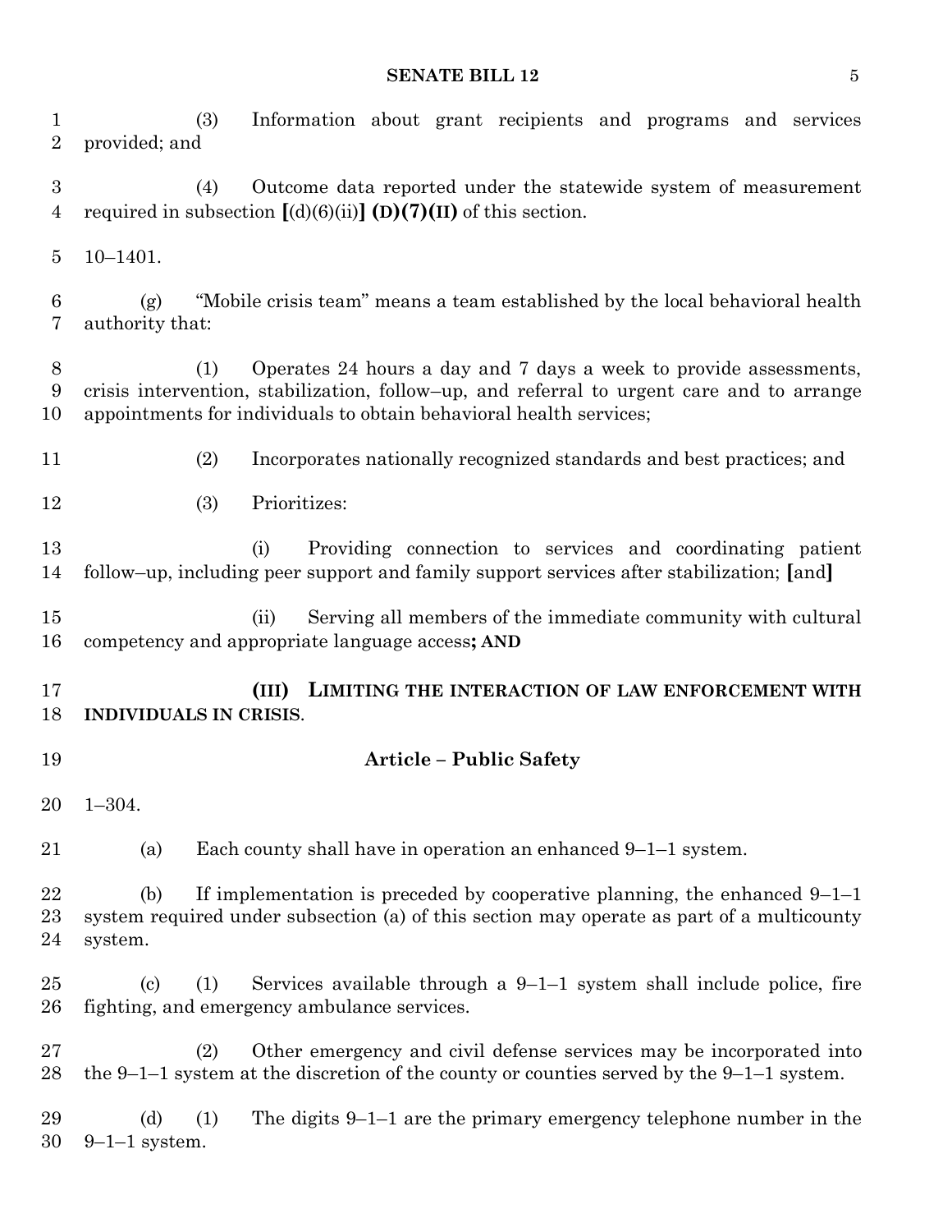(3) Information about grant recipients and programs and services provided; and

(4) Outcome data reported under the statewide system of measurement required in subsection [(d)(6)(ii)] **(D)(7)(II)** of this section.

10–1401.

(g) "Mobile crisis team" means a team established by the local behavioral health authority that:

(1) Operates 24 hours a day and 7 days a week to provide assessments, crisis intervention, stabilization, follow–up, and referral to urgent care and to arrange appointments for individuals to obtain behavioral health services;

(2) Incorporates nationally recognized standards and best practices; and

(3) Prioritizes:

(i) Providing connection to services and coordinating patient follow–up, including peer support and family support services after stabilization; **[**and**]**

(ii) Serving all members of the immediate community with cultural competency and appropriate language access**; AND**

**(III) LIMITING THE INTERACTION OF LAW ENFORCEMENT WITH INDIVIDUALS IN CRISIS**.

## Article – Public Safety

1–304.

(a) Each county shall have in operation an enhanced 9–1–1 system.

(b) If implementation is preceded by cooperative planning, the enhanced 9–1–1 system required under subsection (a) of this section may operate as part of a multicounty system.

(c) (1) Services available through a 9–1–1 system shall include police, fire fighting, and emergency ambulance services.

(2) Other emergency and civil defense services may be incorporated into the 9–1–1 system at the discretion of the county or counties served by the 9–1–1 system.

(d) (1) The digits 9–1–1 are the primary emergency telephone number in the 9–1–1 system.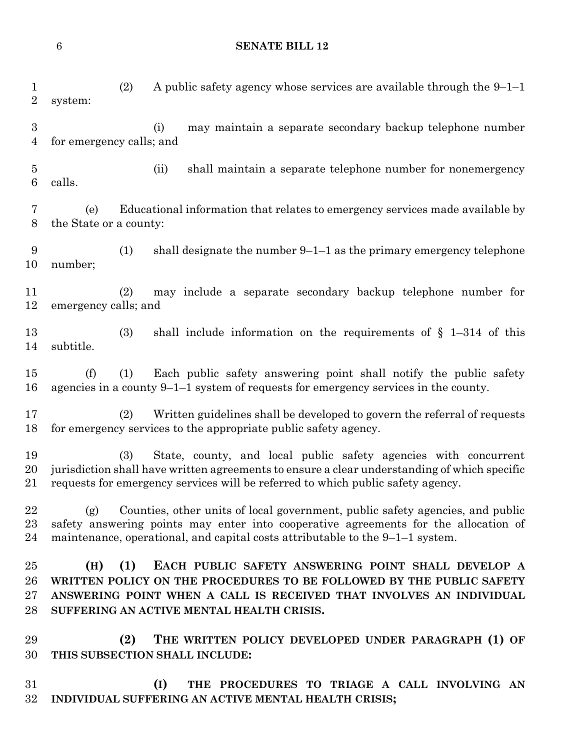(2) A public safety agency whose services are available through the 9–1–1 system:

(i) may maintain a separate secondary backup telephone number for emergency calls; and

(ii) shall maintain a separate telephone number for nonemergency calls.

(e) Educational information that relates to emergency services made available by the State or a county:

(1) shall designate the number 9–1–1 as the primary emergency telephone number;

(2) may include a separate secondary backup telephone number for emergency calls; and

(3) shall include information on the requirements of § 1–314 of this subtitle.

(f) (1) Each public safety answering point shall notify the public safety agencies in a county 9–1–1 system of requests for emergency services in the county.

(2) Written guidelines shall be developed to govern the referral of requests for emergency services to the appropriate public safety agency.

(3) State, county, and local public safety agencies with concurrent jurisdiction shall have written agreements to ensure a clear understanding of which specific requests for emergency services will be referred to which public safety agency.

(g) Counties, other units of local government, public safety agencies, and public safety answering points may enter into cooperative agreements for the allocation of maintenance, operational, and capital costs attributable to the 9–1–1 system.

**(H) (1) EACH PUBLIC SAFETY ANSWERING POINT SHALL DEVELOP A WRITTEN POLICY ON THE PROCEDURES TO BE FOLLOWED BY THE PUBLIC SAFETY ANSWERING POINT WHEN A CALL IS RECEIVED THAT INVOLVES AN INDIVIDUAL SUFFERING AN ACTIVE MENTAL HEALTH CRISIS.**

**(2) THE WRITTEN POLICY DEVELOPED UNDER PARAGRAPH (1) OF THIS SUBSECTION SHALL INCLUDE:**

**(I) THE PROCEDURES TO TRIAGE A CALL INVOLVING AN INDIVIDUAL SUFFERING AN ACTIVE MENTAL HEALTH CRISIS;**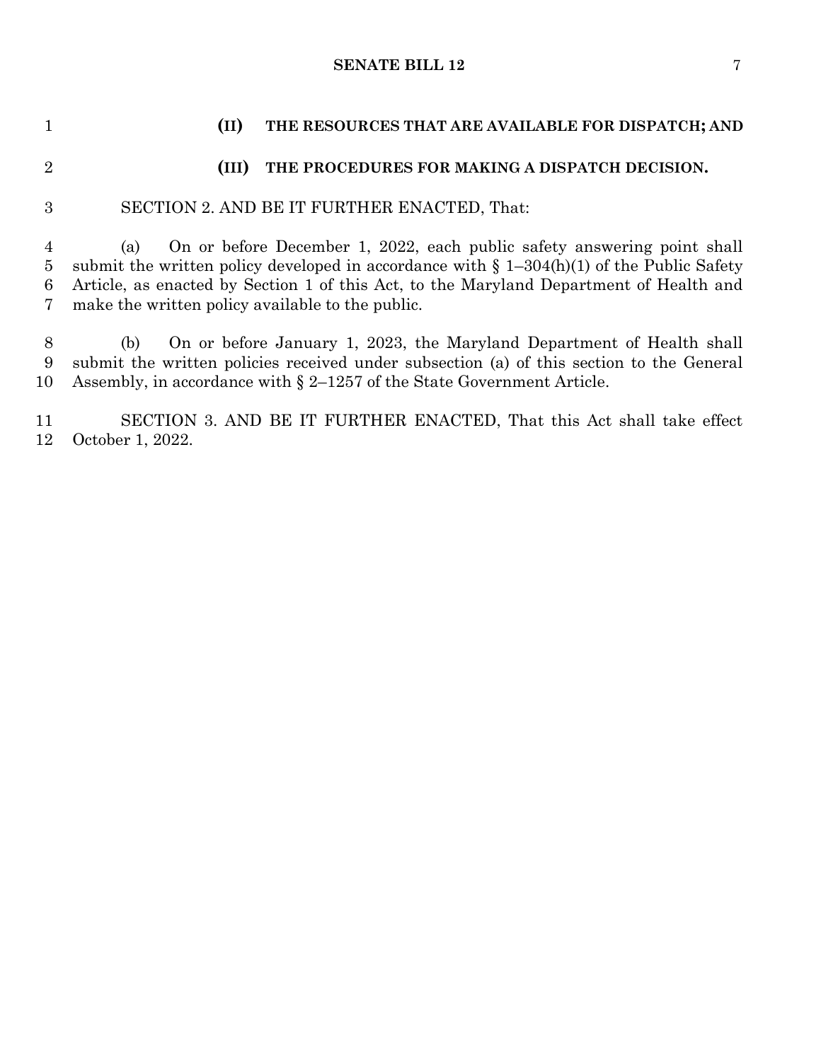**(II) THE RESOURCES THAT ARE AVAILABLE FOR DISPATCH; AND**

**(III) THE PROCEDURES FOR MAKING A DISPATCH DECISION.**

SECTION 2. AND BE IT FURTHER ENACTED, That:

(a) On or before December 1, 2022, each public safety answering point shall submit the written policy developed in accordance with § 1–304(h)(1) of the Public Safety Article, as enacted by Section 1 of this Act, to the Maryland Department of Health and make the written policy available to the public.

(b) On or before January 1, 2023, the Maryland Department of Health shall submit the written policies received under subsection (a) of this section to the General Assembly, in accordance with § 2–1257 of the State Government Article.

SECTION 3. AND BE IT FURTHER ENACTED, That this Act shall take effect October 1, 2022.